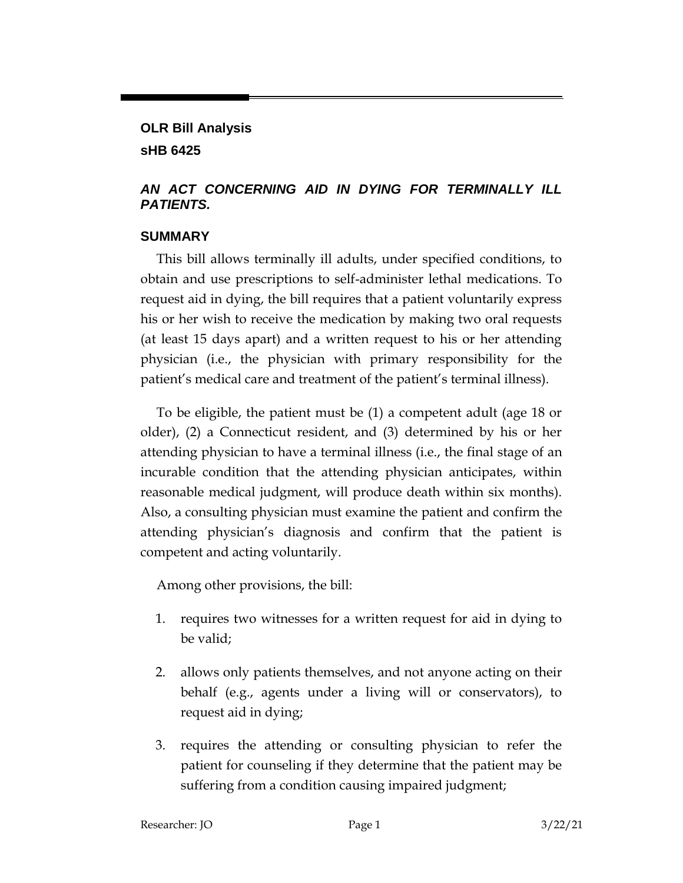**OLR Bill Analysis**

**sHB 6425**

## *AN ACT CONCERNING AID IN DYING FOR TERMINALLY ILL PATIENTS.*

## SUMMARY

This bill allows terminally ill adults, under specified conditions, to obtain and use prescriptions to self-administer lethal medications. To request aid in dying, the bill requires that a patient voluntarily express his or her wish to receive the medication by making two oral requests (at least 15 days apart) and a written request to his or her attending physician (i.e., the physician with primary responsibility for the patient's medical care and treatment of the patient's terminal illness).

To be eligible, the patient must be (1) a competent adult (age 18 or older), (2) a Connecticut resident, and (3) determined by his or her attending physician to have a terminal illness (i.e., the final stage of an incurable condition that the attending physician anticipates, within reasonable medical judgment, will produce death within six months). Also, a consulting physician must examine the patient and confirm the attending physician's diagnosis and confirm that the patient is competent and acting voluntarily.

Among other provisions, the bill:

1. requires two witnesses for a written request for aid in dying to be valid;
2. allows only patients themselves, and not anyone acting on their behalf (e.g., agents under a living will or conservators), to request aid in dying;
3. requires the attending or consulting physician to refer the patient for counseling if they determine that the patient may be suffering from a condition causing impaired judgment;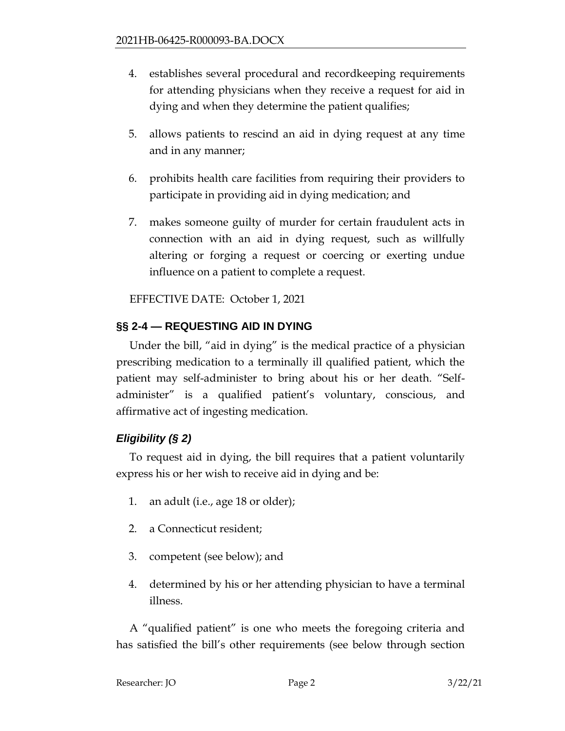4. establishes several procedural and recordkeeping requirements for attending physicians when they receive a request for aid in dying and when they determine the patient qualifies;

5. allows patients to rescind an aid in dying request at any time and in any manner;

6. prohibits health care facilities from requiring their providers to participate in providing aid in dying medication; and

7. makes someone guilty of murder for certain fraudulent acts in connection with an aid in dying request, such as willfully altering or forging a request or coercing or exerting undue influence on a patient to complete a request.

EFFECTIVE DATE: October 1, 2021

## §§ 2-4 — REQUESTING AID IN DYING

Under the bill, "aid in dying" is the medical practice of a physician prescribing medication to a terminally ill qualified patient, which the patient may self-administer to bring about his or her death. "Self-administer" is a qualified patient's voluntary, conscious, and affirmative act of ingesting medication.

### *Eligibility (§ 2)*

To request aid in dying, the bill requires that a patient voluntarily express his or her wish to receive aid in dying and be:

1. an adult (i.e., age 18 or older);

2. a Connecticut resident;

3. competent (see below); and

4. determined by his or her attending physician to have a terminal illness.

A "qualified patient" is one who meets the foregoing criteria and has satisfied the bill's other requirements (see below through section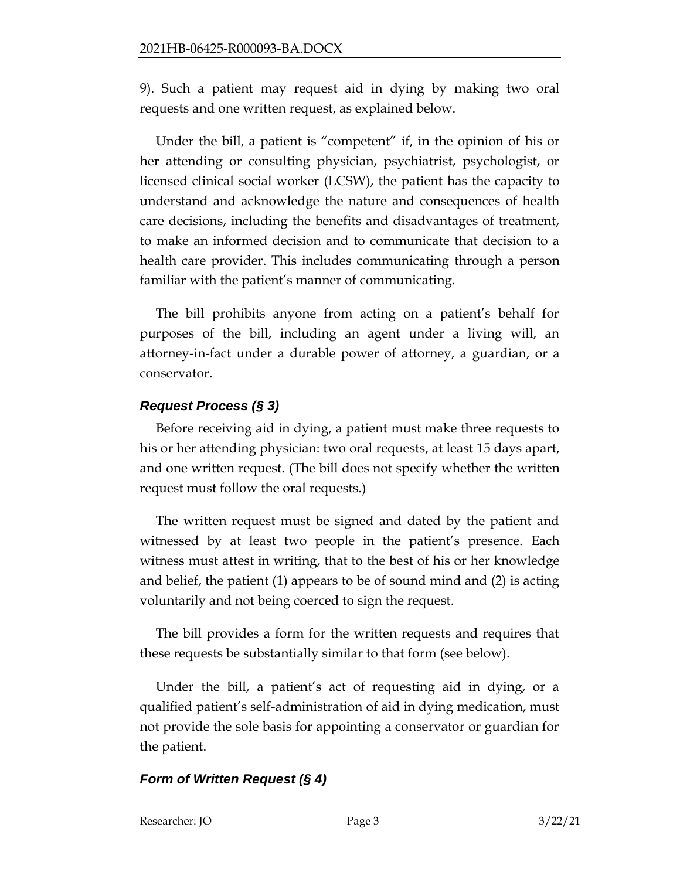9). Such a patient may request aid in dying by making two oral requests and one written request, as explained below.

Under the bill, a patient is "competent" if, in the opinion of his or her attending or consulting physician, psychiatrist, psychologist, or licensed clinical social worker (LCSW), the patient has the capacity to understand and acknowledge the nature and consequences of health care decisions, including the benefits and disadvantages of treatment, to make an informed decision and to communicate that decision to a health care provider. This includes communicating through a person familiar with the patient's manner of communicating.

The bill prohibits anyone from acting on a patient's behalf for purposes of the bill, including an agent under a living will, an attorney-in-fact under a durable power of attorney, a guardian, or a conservator.

### *Request Process (§ 3)*

Before receiving aid in dying, a patient must make three requests to his or her attending physician: two oral requests, at least 15 days apart, and one written request. (The bill does not specify whether the written request must follow the oral requests.)

The written request must be signed and dated by the patient and witnessed by at least two people in the patient's presence. Each witness must attest in writing, that to the best of his or her knowledge and belief, the patient (1) appears to be of sound mind and (2) is acting voluntarily and not being coerced to sign the request.

The bill provides a form for the written requests and requires that these requests be substantially similar to that form (see below).

Under the bill, a patient's act of requesting aid in dying, or a qualified patient's self-administration of aid in dying medication, must not provide the sole basis for appointing a conservator or guardian for the patient.

### *Form of Written Request (§ 4)*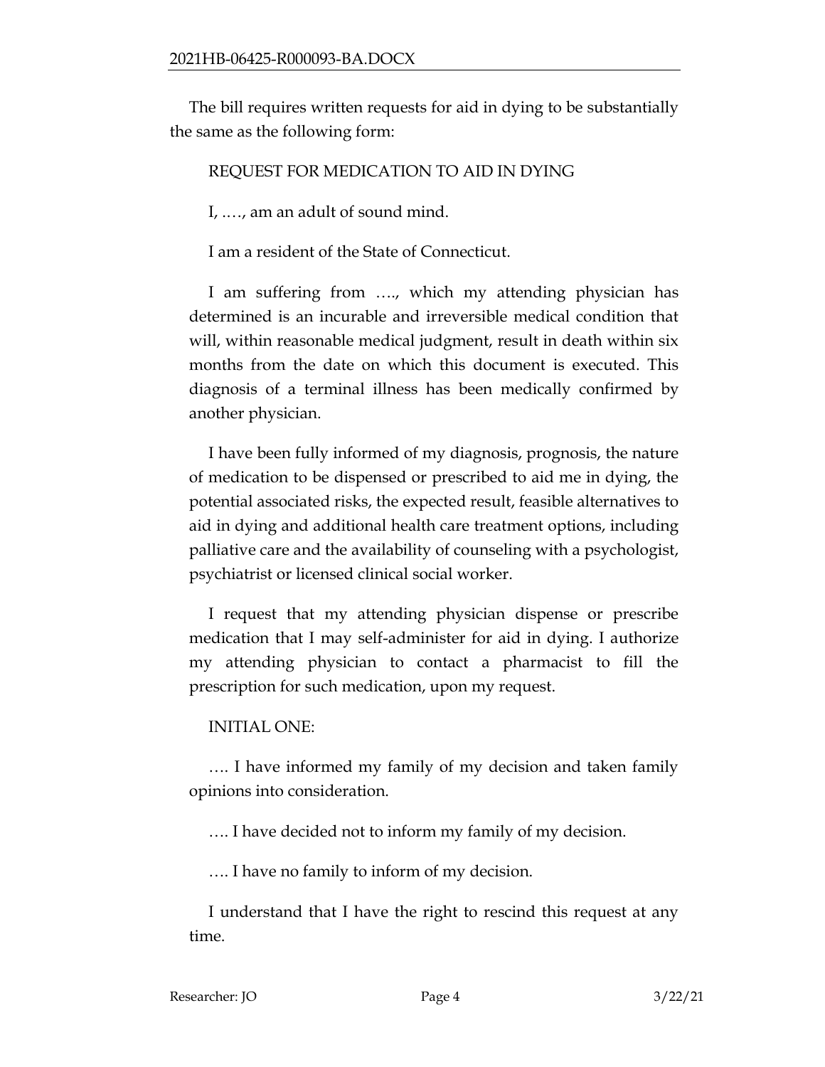The bill requires written requests for aid in dying to be substantially the same as the following form:

REQUEST FOR MEDICATION TO AID IN DYING

I, .…, am an adult of sound mind.

I am a resident of the State of Connecticut.

I am suffering from …., which my attending physician has determined is an incurable and irreversible medical condition that will, within reasonable medical judgment, result in death within six months from the date on which this document is executed. This diagnosis of a terminal illness has been medically confirmed by another physician.

I have been fully informed of my diagnosis, prognosis, the nature of medication to be dispensed or prescribed to aid me in dying, the potential associated risks, the expected result, feasible alternatives to aid in dying and additional health care treatment options, including palliative care and the availability of counseling with a psychologist, psychiatrist or licensed clinical social worker.

I request that my attending physician dispense or prescribe medication that I may self-administer for aid in dying. I authorize my attending physician to contact a pharmacist to fill the prescription for such medication, upon my request.

INITIAL ONE:

…. I have informed my family of my decision and taken family opinions into consideration.

…. I have decided not to inform my family of my decision.

…. I have no family to inform of my decision.

I understand that I have the right to rescind this request at any time.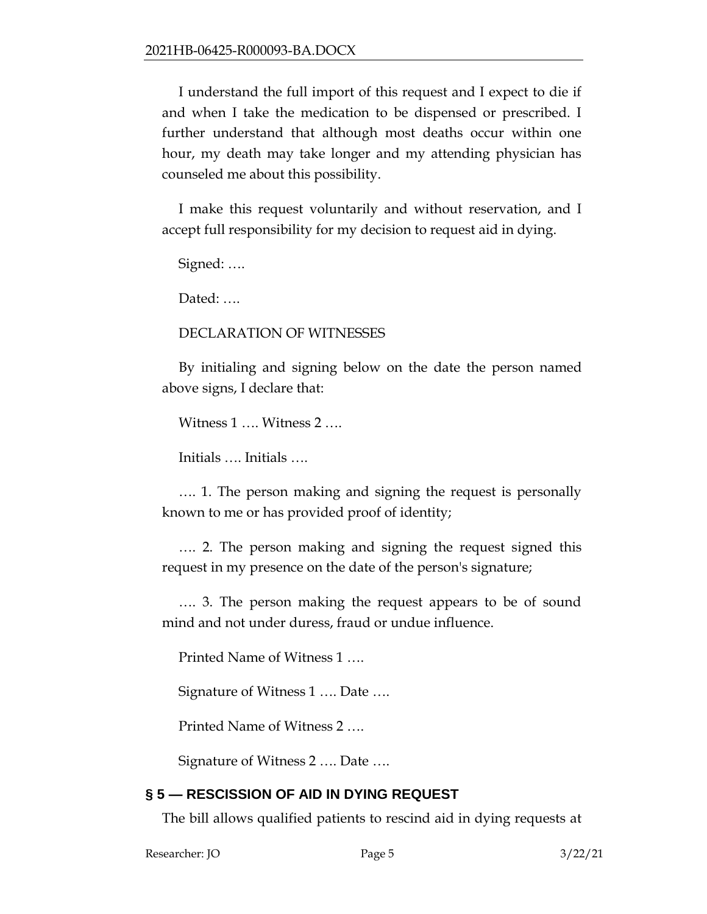I understand the full import of this request and I expect to die if and when I take the medication to be dispensed or prescribed. I further understand that although most deaths occur within one hour, my death may take longer and my attending physician has counseled me about this possibility.

I make this request voluntarily and without reservation, and I accept full responsibility for my decision to request aid in dying.

Signed: ….

Dated: ….

DECLARATION OF WITNESSES

By initialing and signing below on the date the person named above signs, I declare that:

Witness 1 …. Witness 2 ….

Initials …. Initials ….

…. 1. The person making and signing the request is personally known to me or has provided proof of identity;

…. 2. The person making and signing the request signed this request in my presence on the date of the person's signature;

…. 3. The person making the request appears to be of sound mind and not under duress, fraud or undue influence.

Printed Name of Witness 1 ….

Signature of Witness 1 …. Date ….

Printed Name of Witness 2 ….

Signature of Witness 2 …. Date ….

## § 5 — RESCISSION OF AID IN DYING REQUEST

The bill allows qualified patients to rescind aid in dying requests at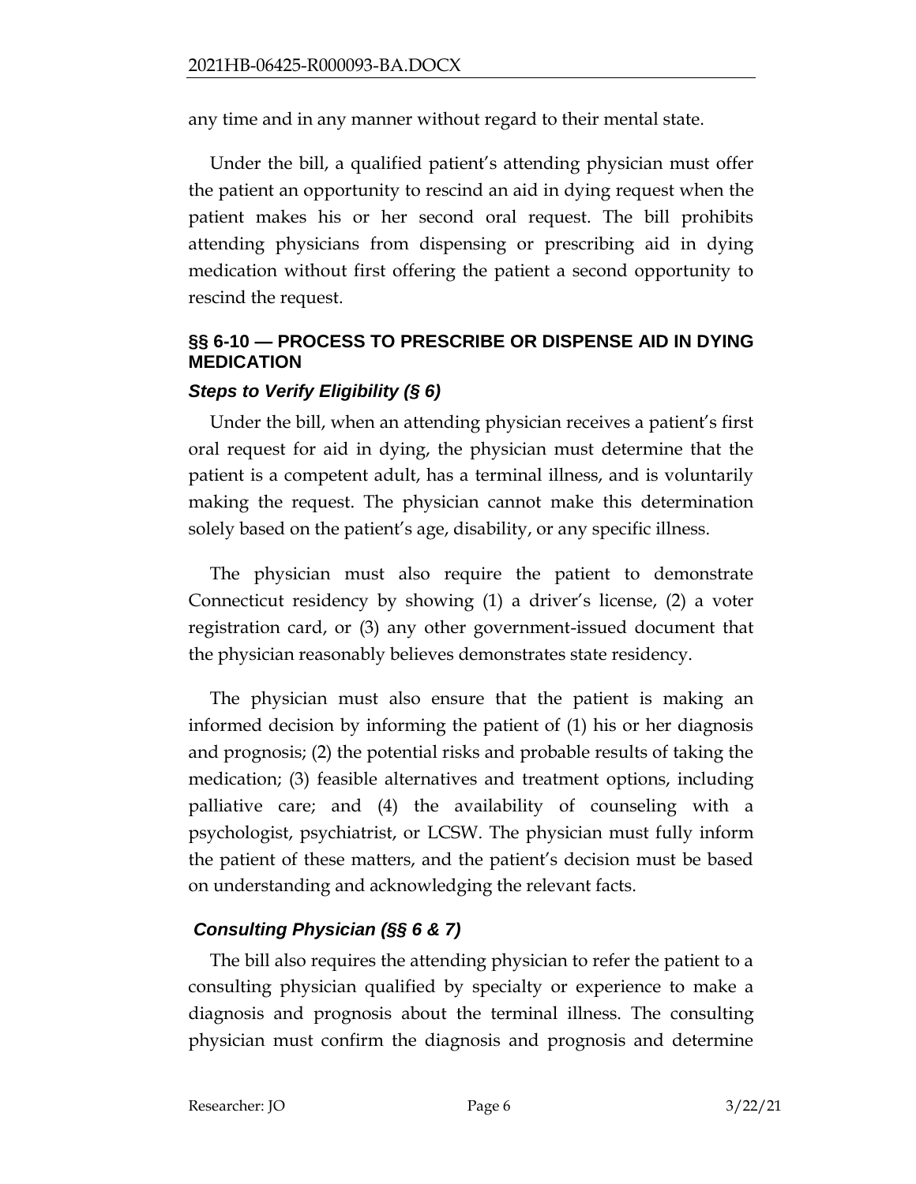any time and in any manner without regard to their mental state.

Under the bill, a qualified patient's attending physician must offer the patient an opportunity to rescind an aid in dying request when the patient makes his or her second oral request. The bill prohibits attending physicians from dispensing or prescribing aid in dying medication without first offering the patient a second opportunity to rescind the request.

## §§ 6-10 — PROCESS TO PRESCRIBE OR DISPENSE AID IN DYING MEDICATION

### *Steps to Verify Eligibility (§ 6)*

Under the bill, when an attending physician receives a patient's first oral request for aid in dying, the physician must determine that the patient is a competent adult, has a terminal illness, and is voluntarily making the request. The physician cannot make this determination solely based on the patient's age, disability, or any specific illness.

The physician must also require the patient to demonstrate Connecticut residency by showing (1) a driver's license, (2) a voter registration card, or (3) any other government-issued document that the physician reasonably believes demonstrates state residency.

The physician must also ensure that the patient is making an informed decision by informing the patient of (1) his or her diagnosis and prognosis; (2) the potential risks and probable results of taking the medication; (3) feasible alternatives and treatment options, including palliative care; and (4) the availability of counseling with a psychologist, psychiatrist, or LCSW. The physician must fully inform the patient of these matters, and the patient's decision must be based on understanding and acknowledging the relevant facts.

### *Consulting Physician (§§ 6 & 7)*

The bill also requires the attending physician to refer the patient to a consulting physician qualified by specialty or experience to make a diagnosis and prognosis about the terminal illness. The consulting physician must confirm the diagnosis and prognosis and determine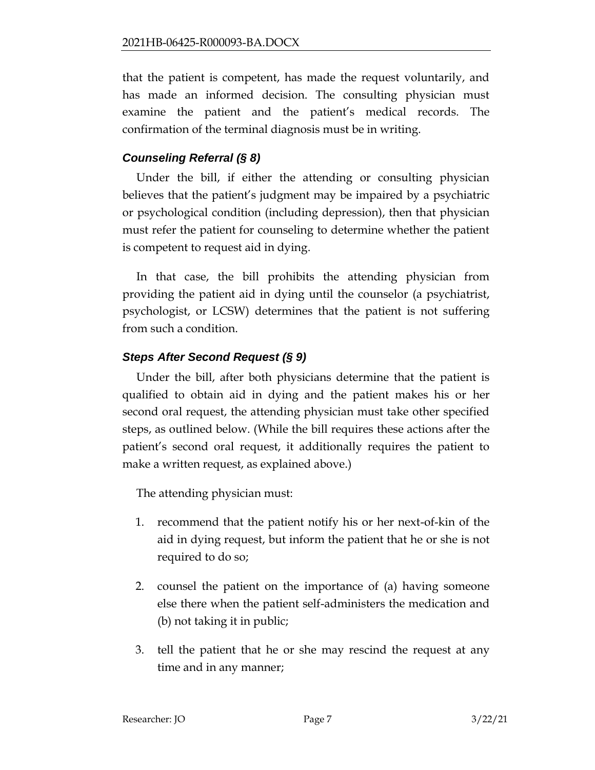that the patient is competent, has made the request voluntarily, and has made an informed decision. The consulting physician must examine the patient and the patient's medical records. The confirmation of the terminal diagnosis must be in writing.

### *Counseling Referral (§ 8)*

Under the bill, if either the attending or consulting physician believes that the patient's judgment may be impaired by a psychiatric or psychological condition (including depression), then that physician must refer the patient for counseling to determine whether the patient is competent to request aid in dying.

In that case, the bill prohibits the attending physician from providing the patient aid in dying until the counselor (a psychiatrist, psychologist, or LCSW) determines that the patient is not suffering from such a condition.

### *Steps After Second Request (§ 9)*

Under the bill, after both physicians determine that the patient is qualified to obtain aid in dying and the patient makes his or her second oral request, the attending physician must take other specified steps, as outlined below. (While the bill requires these actions after the patient's second oral request, it additionally requires the patient to make a written request, as explained above.)

The attending physician must:

1. recommend that the patient notify his or her next-of-kin of the aid in dying request, but inform the patient that he or she is not required to do so;

2. counsel the patient on the importance of (a) having someone else there when the patient self-administers the medication and (b) not taking it in public;

3. tell the patient that he or she may rescind the request at any time and in any manner;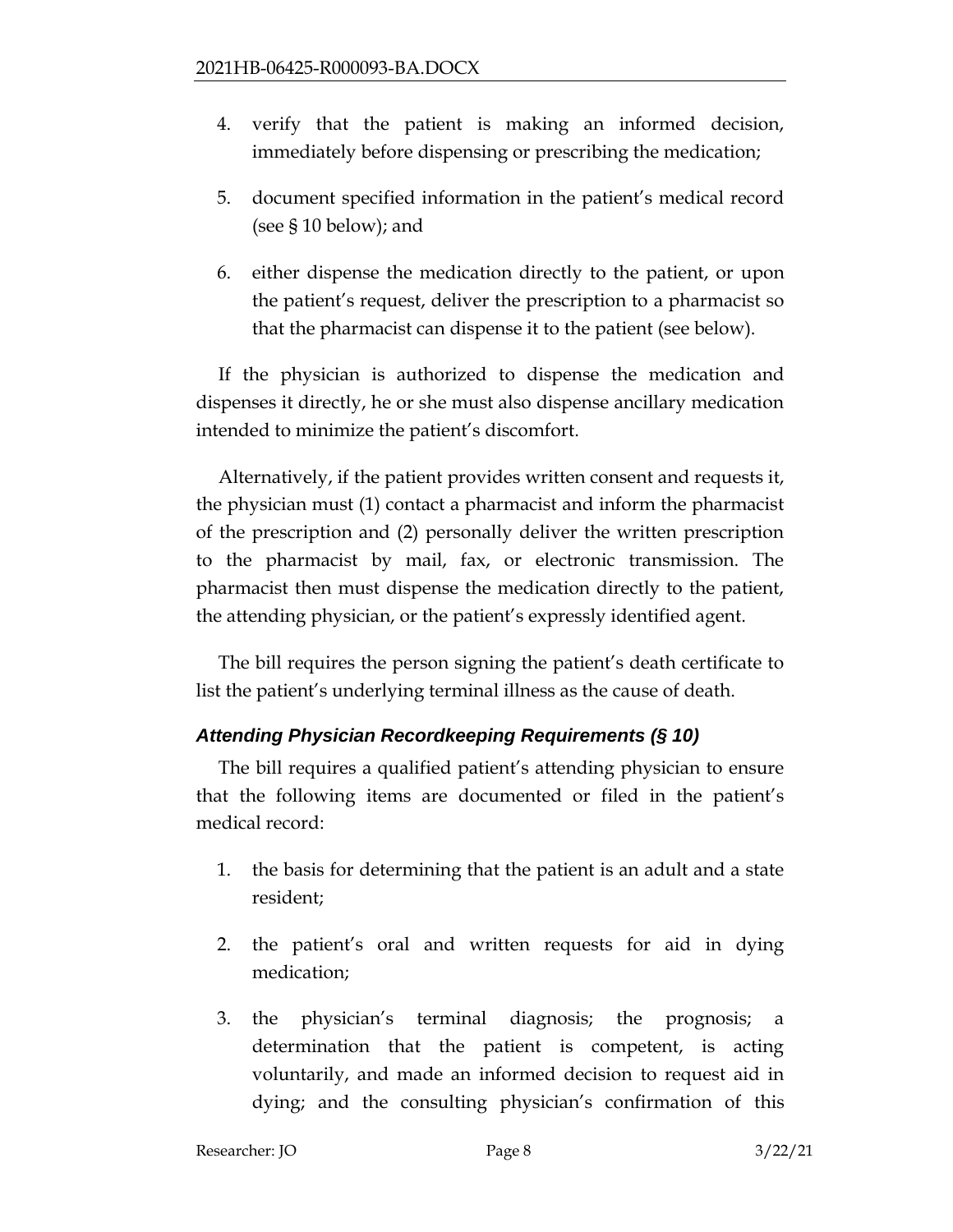4. verify that the patient is making an informed decision, immediately before dispensing or prescribing the medication;

5. document specified information in the patient's medical record (see § 10 below); and

6. either dispense the medication directly to the patient, or upon the patient's request, deliver the prescription to a pharmacist so that the pharmacist can dispense it to the patient (see below).

If the physician is authorized to dispense the medication and dispenses it directly, he or she must also dispense ancillary medication intended to minimize the patient's discomfort.

Alternatively, if the patient provides written consent and requests it, the physician must (1) contact a pharmacist and inform the pharmacist of the prescription and (2) personally deliver the written prescription to the pharmacist by mail, fax, or electronic transmission. The pharmacist then must dispense the medication directly to the patient, the attending physician, or the patient's expressly identified agent.

The bill requires the person signing the patient's death certificate to list the patient's underlying terminal illness as the cause of death.

### *Attending Physician Recordkeeping Requirements (§ 10)*

The bill requires a qualified patient's attending physician to ensure that the following items are documented or filed in the patient's medical record:

1. the basis for determining that the patient is an adult and a state resident;

2. the patient's oral and written requests for aid in dying medication;

3. the physician's terminal diagnosis; the prognosis; a determination that the patient is competent, is acting voluntarily, and made an informed decision to request aid in dying; and the consulting physician's confirmation of this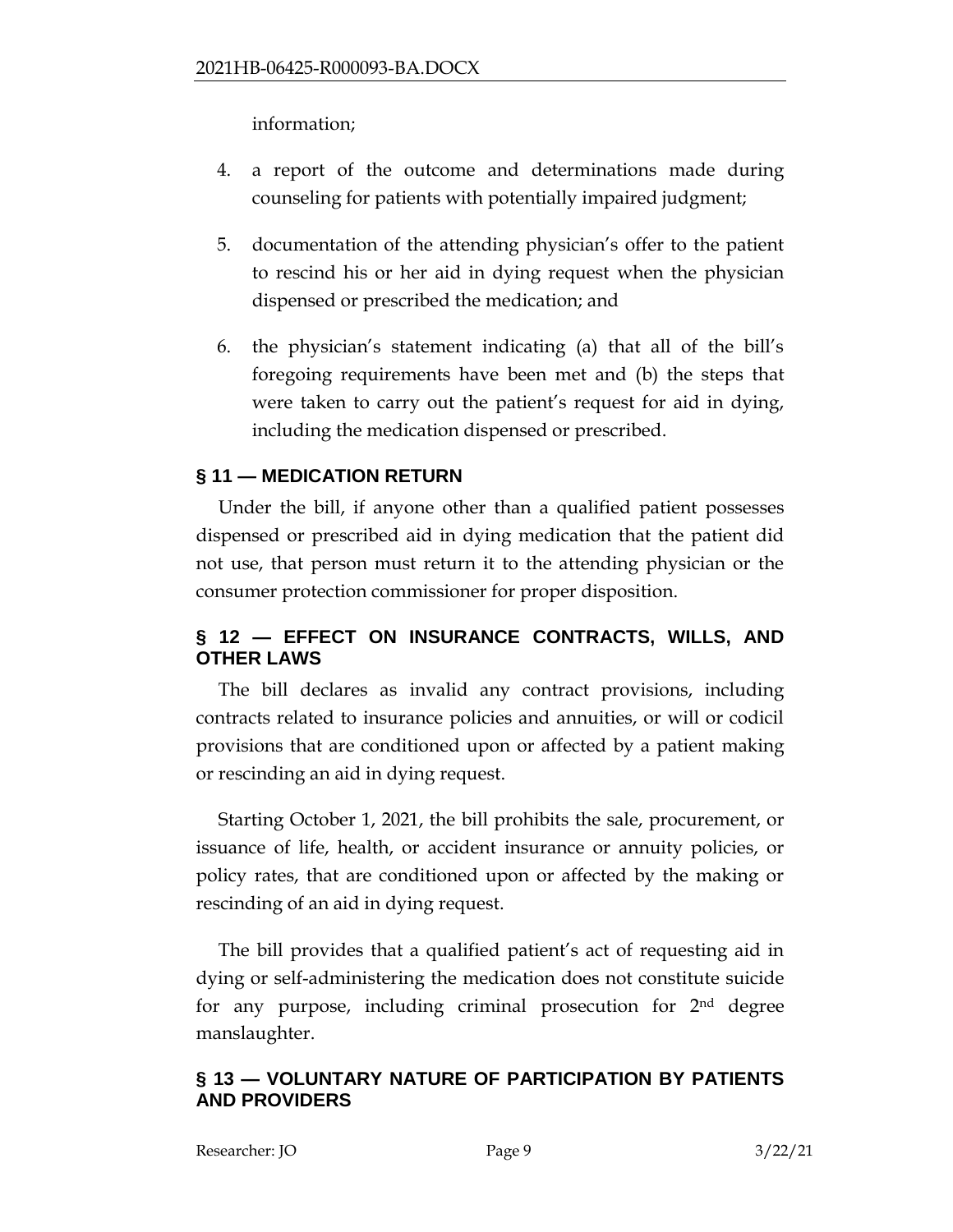information;

4. a report of the outcome and determinations made during counseling for patients with potentially impaired judgment;

5. documentation of the attending physician's offer to the patient to rescind his or her aid in dying request when the physician dispensed or prescribed the medication; and

6. the physician's statement indicating (a) that all of the bill's foregoing requirements have been met and (b) the steps that were taken to carry out the patient's request for aid in dying, including the medication dispensed or prescribed.

## § 11 — MEDICATION RETURN

Under the bill, if anyone other than a qualified patient possesses dispensed or prescribed aid in dying medication that the patient did not use, that person must return it to the attending physician or the consumer protection commissioner for proper disposition.

## § 12 — EFFECT ON INSURANCE CONTRACTS, WILLS, AND OTHER LAWS

The bill declares as invalid any contract provisions, including contracts related to insurance policies and annuities, or will or codicil provisions that are conditioned upon or affected by a patient making or rescinding an aid in dying request.

Starting October 1, 2021, the bill prohibits the sale, procurement, or issuance of life, health, or accident insurance or annuity policies, or policy rates, that are conditioned upon or affected by the making or rescinding of an aid in dying request.

The bill provides that a qualified patient's act of requesting aid in dying or self-administering the medication does not constitute suicide for any purpose, including criminal prosecution for 2nd degree manslaughter.

## § 13 — VOLUNTARY NATURE OF PARTICIPATION BY PATIENTS AND PROVIDERS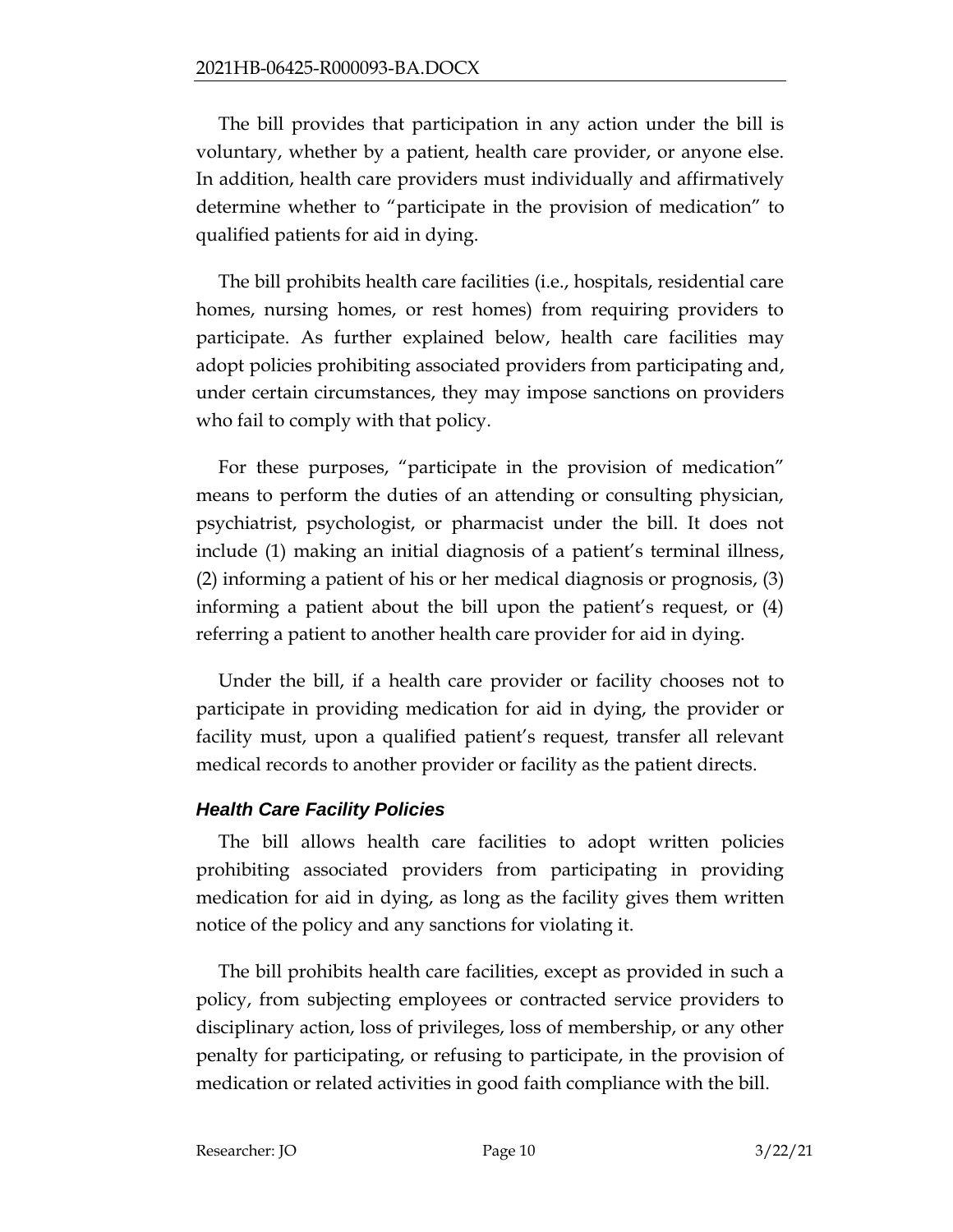The bill provides that participation in any action under the bill is voluntary, whether by a patient, health care provider, or anyone else. In addition, health care providers must individually and affirmatively determine whether to "participate in the provision of medication" to qualified patients for aid in dying.

The bill prohibits health care facilities (i.e., hospitals, residential care homes, nursing homes, or rest homes) from requiring providers to participate. As further explained below, health care facilities may adopt policies prohibiting associated providers from participating and, under certain circumstances, they may impose sanctions on providers who fail to comply with that policy.

For these purposes, "participate in the provision of medication" means to perform the duties of an attending or consulting physician, psychiatrist, psychologist, or pharmacist under the bill. It does not include (1) making an initial diagnosis of a patient's terminal illness, (2) informing a patient of his or her medical diagnosis or prognosis, (3) informing a patient about the bill upon the patient's request, or (4) referring a patient to another health care provider for aid in dying.

Under the bill, if a health care provider or facility chooses not to participate in providing medication for aid in dying, the provider or facility must, upon a qualified patient's request, transfer all relevant medical records to another provider or facility as the patient directs.

### *Health Care Facility Policies*

The bill allows health care facilities to adopt written policies prohibiting associated providers from participating in providing medication for aid in dying, as long as the facility gives them written notice of the policy and any sanctions for violating it.

The bill prohibits health care facilities, except as provided in such a policy, from subjecting employees or contracted service providers to disciplinary action, loss of privileges, loss of membership, or any other penalty for participating, or refusing to participate, in the provision of medication or related activities in good faith compliance with the bill.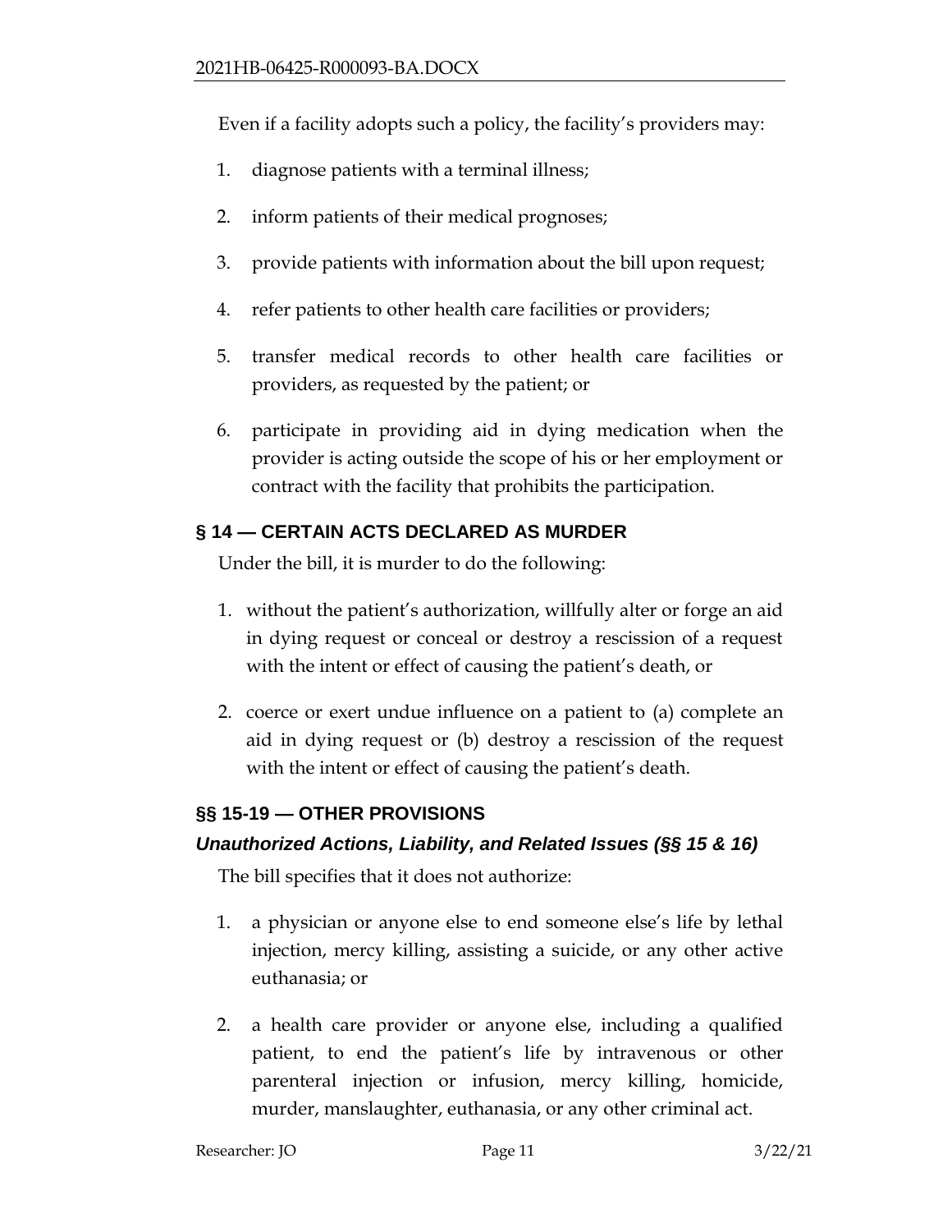Even if a facility adopts such a policy, the facility's providers may:

1. diagnose patients with a terminal illness;
2. inform patients of their medical prognoses;
3. provide patients with information about the bill upon request;
4. refer patients to other health care facilities or providers;
5. transfer medical records to other health care facilities or providers, as requested by the patient; or
6. participate in providing aid in dying medication when the provider is acting outside the scope of his or her employment or contract with the facility that prohibits the participation.

## § 14 — CERTAIN ACTS DECLARED AS MURDER

Under the bill, it is murder to do the following:

1. without the patient's authorization, willfully alter or forge an aid in dying request or conceal or destroy a rescission of a request with the intent or effect of causing the patient's death, or
2. coerce or exert undue influence on a patient to (a) complete an aid in dying request or (b) destroy a rescission of the request with the intent or effect of causing the patient's death.

## §§ 15-19 — OTHER PROVISIONS

### *Unauthorized Actions, Liability, and Related Issues (§§ 15 & 16)*

The bill specifies that it does not authorize:

1. a physician or anyone else to end someone else's life by lethal injection, mercy killing, assisting a suicide, or any other active euthanasia; or
2. a health care provider or anyone else, including a qualified patient, to end the patient's life by intravenous or other parenteral injection or infusion, mercy killing, homicide, murder, manslaughter, euthanasia, or any other criminal act.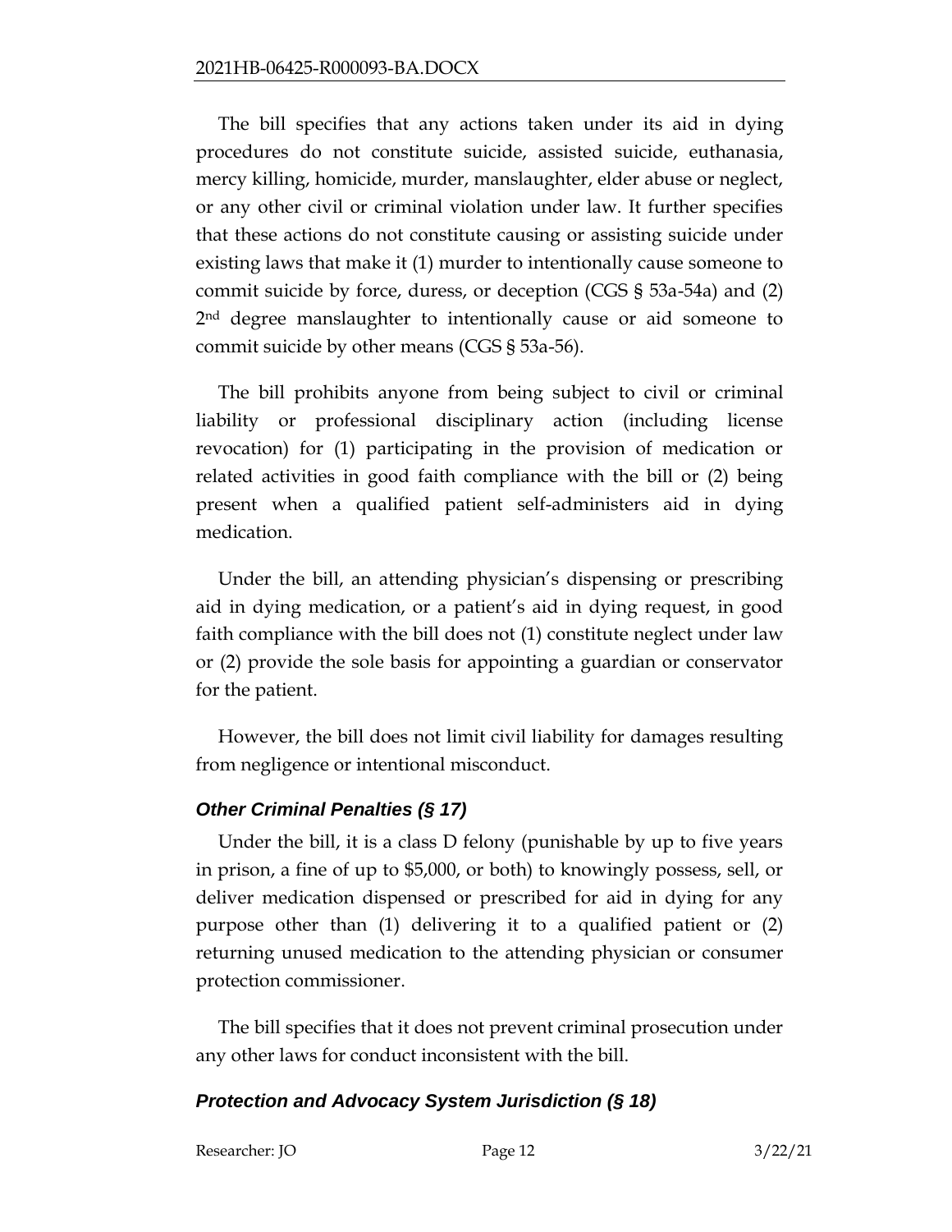The bill specifies that any actions taken under its aid in dying procedures do not constitute suicide, assisted suicide, euthanasia, mercy killing, homicide, murder, manslaughter, elder abuse or neglect, or any other civil or criminal violation under law. It further specifies that these actions do not constitute causing or assisting suicide under existing laws that make it (1) murder to intentionally cause someone to commit suicide by force, duress, or deception (CGS § 53a-54a) and (2) 2nd degree manslaughter to intentionally cause or aid someone to commit suicide by other means (CGS § 53a-56).

The bill prohibits anyone from being subject to civil or criminal liability or professional disciplinary action (including license revocation) for (1) participating in the provision of medication or related activities in good faith compliance with the bill or (2) being present when a qualified patient self-administers aid in dying medication.

Under the bill, an attending physician's dispensing or prescribing aid in dying medication, or a patient's aid in dying request, in good faith compliance with the bill does not (1) constitute neglect under law or (2) provide the sole basis for appointing a guardian or conservator for the patient.

However, the bill does not limit civil liability for damages resulting from negligence or intentional misconduct.

### *Other Criminal Penalties (§ 17)*

Under the bill, it is a class D felony (punishable by up to five years in prison, a fine of up to $5,000, or both) to knowingly possess, sell, or deliver medication dispensed or prescribed for aid in dying for any purpose other than (1) delivering it to a qualified patient or (2) returning unused medication to the attending physician or consumer protection commissioner.

The bill specifies that it does not prevent criminal prosecution under any other laws for conduct inconsistent with the bill.

### *Protection and Advocacy System Jurisdiction (§ 18)*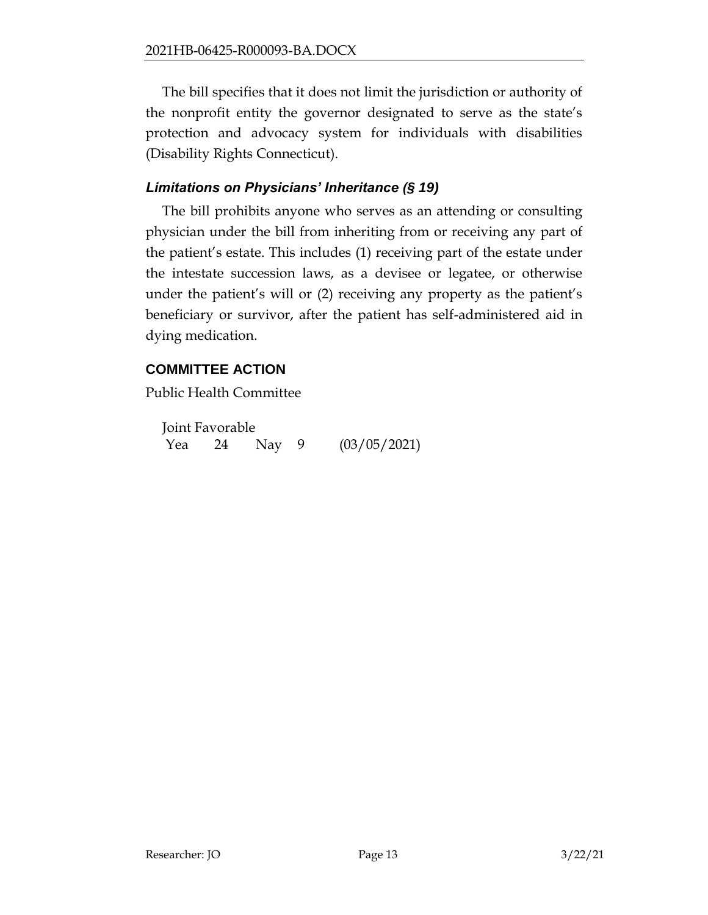The bill specifies that it does not limit the jurisdiction or authority of the nonprofit entity the governor designated to serve as the state's protection and advocacy system for individuals with disabilities (Disability Rights Connecticut).

### *Limitations on Physicians' Inheritance (§ 19)*

The bill prohibits anyone who serves as an attending or consulting physician under the bill from inheriting from or receiving any part of the patient's estate. This includes (1) receiving part of the estate under the intestate succession laws, as a devisee or legatee, or otherwise under the patient's will or (2) receiving any property as the patient's beneficiary or survivor, after the patient has self-administered aid in dying medication.

## COMMITTEE ACTION

Public Health Committee

Joint Favorable
Yea 24 Nay 9 (03/05/2021)